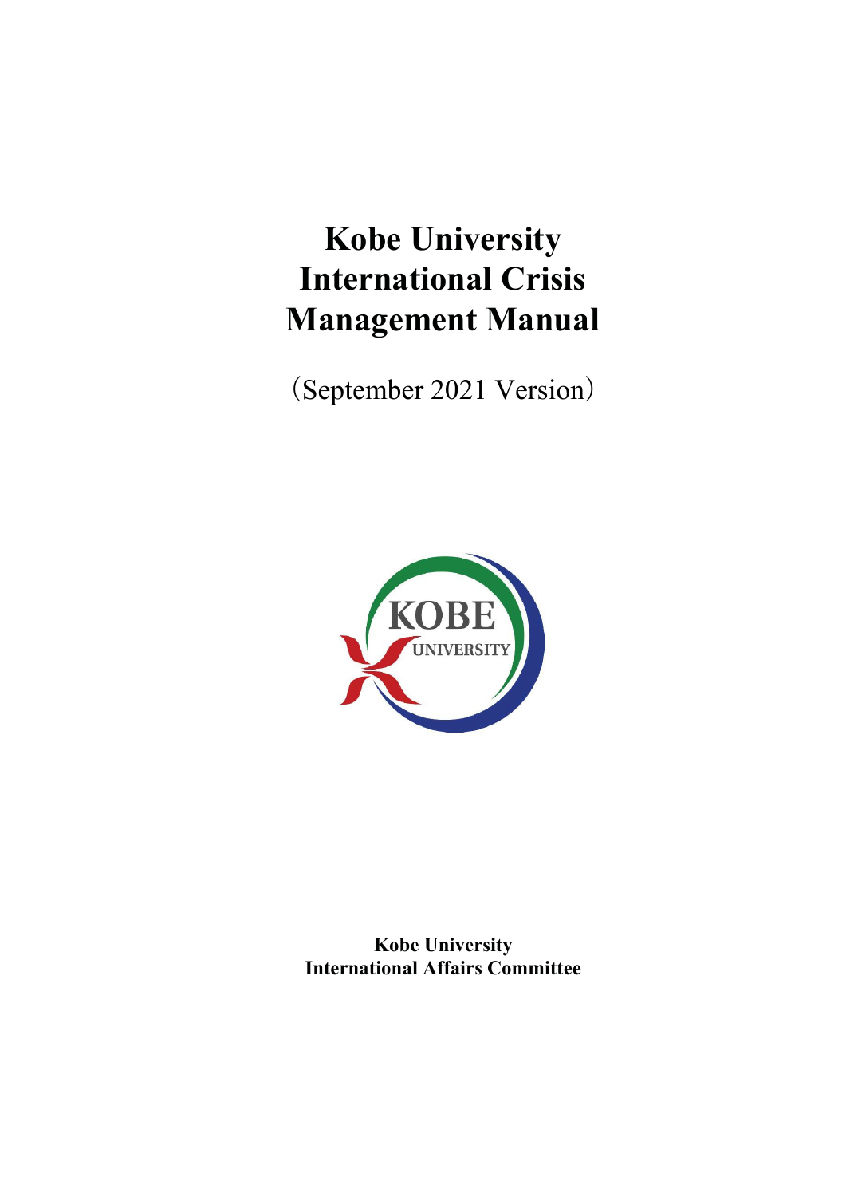# Kobe University International Crisis Management Manual

（September 2021 Version）

**Kobe University**
**International Affairs Committee**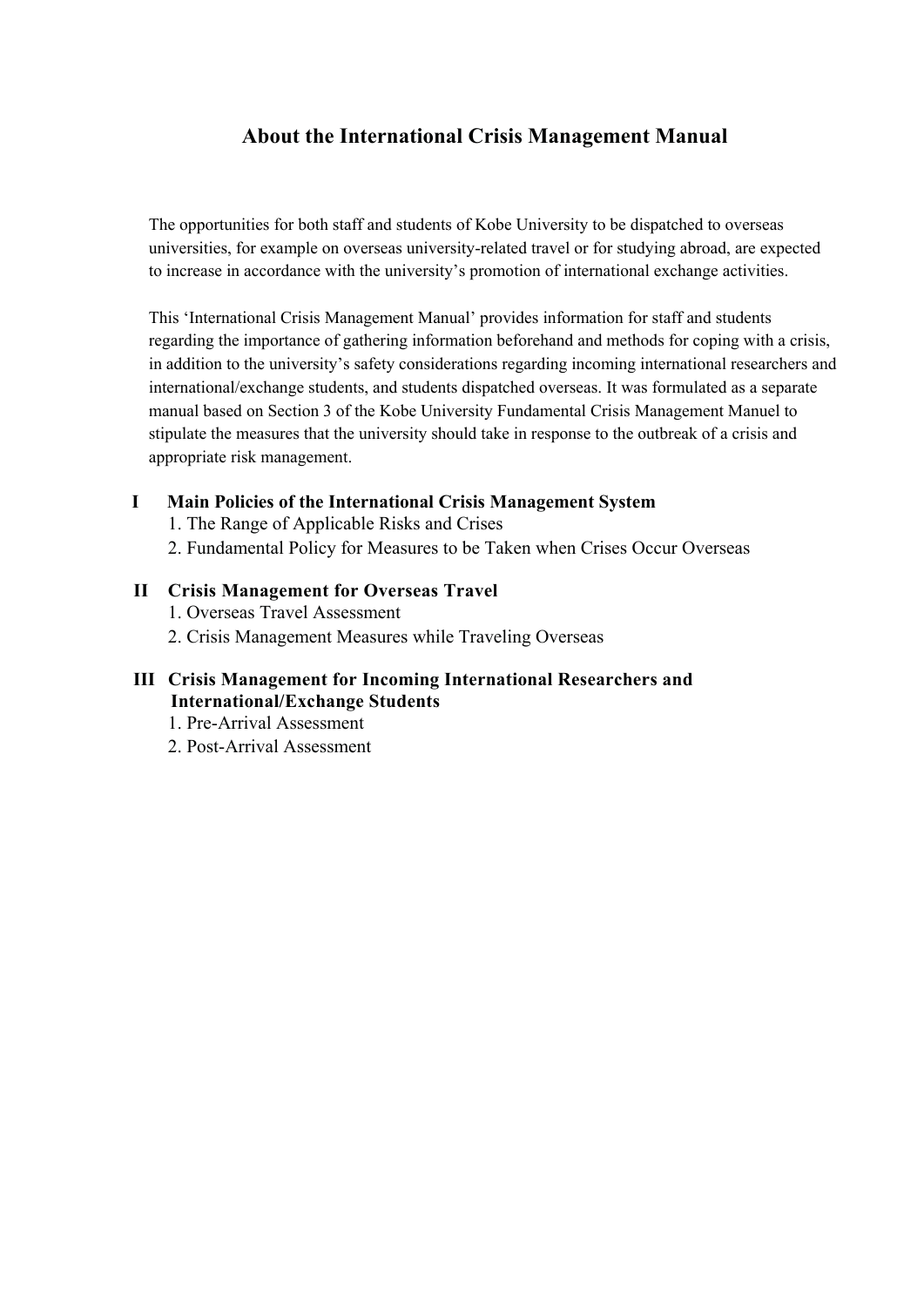# About the International Crisis Management Manual

The opportunities for both staff and students of Kobe University to be dispatched to overseas universities, for example on overseas university-related travel or for studying abroad, are expected to increase in accordance with the university's promotion of international exchange activities.

This 'International Crisis Management Manual' provides information for staff and students regarding the importance of gathering information beforehand and methods for coping with a crisis, in addition to the university's safety considerations regarding incoming international researchers and international/exchange students, and students dispatched overseas. It was formulated as a separate manual based on Section 3 of the Kobe University Fundamental Crisis Management Manuel to stipulate the measures that the university should take in response to the outbreak of a crisis and appropriate risk management.

**I Main Policies of the International Crisis Management System**

1. The Range of Applicable Risks and Crises
2. Fundamental Policy for Measures to be Taken when Crises Occur Overseas

**II Crisis Management for Overseas Travel**

1. Overseas Travel Assessment
2. Crisis Management Measures while Traveling Overseas

**III Crisis Management for Incoming International Researchers and International/Exchange Students**

1. Pre-Arrival Assessment
2. Post-Arrival Assessment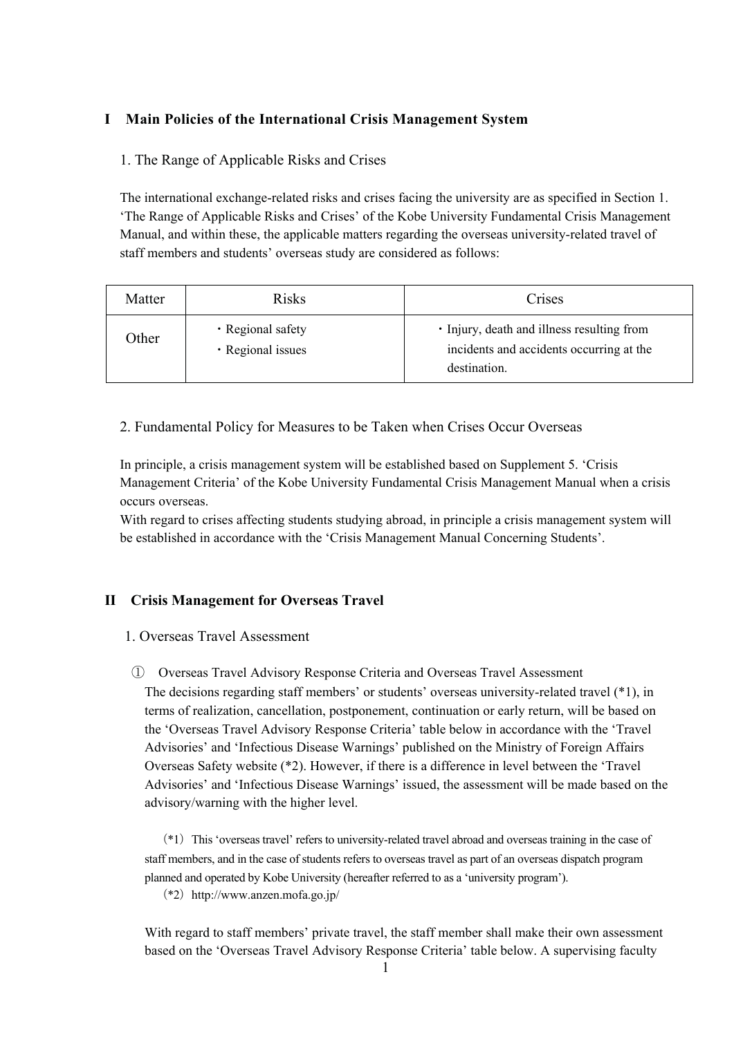## I　Main Policies of the International Crisis Management System

### 1. The Range of Applicable Risks and Crises

The international exchange-related risks and crises facing the university are as specified in Section 1. 'The Range of Applicable Risks and Crises' of the Kobe University Fundamental Crisis Management Manual, and within these, the applicable matters regarding the overseas university-related travel of staff members and students' overseas study are considered as follows:

| Matter | Risks | Crises |
|---|---|---|
| Other | ・Regional safety<br>・Regional issues | ・Injury, death and illness resulting from incidents and accidents occurring at the destination. |

### 2. Fundamental Policy for Measures to be Taken when Crises Occur Overseas

In principle, a crisis management system will be established based on Supplement 5. 'Crisis Management Criteria' of the Kobe University Fundamental Crisis Management Manual when a crisis occurs overseas.
With regard to crises affecting students studying abroad, in principle a crisis management system will be established in accordance with the 'Crisis Management Manual Concerning Students'.

## II　Crisis Management for Overseas Travel

### 1. Overseas Travel Assessment

① Overseas Travel Advisory Response Criteria and Overseas Travel Assessment
The decisions regarding staff members' or students' overseas university-related travel (*1), in terms of realization, cancellation, postponement, continuation or early return, will be based on the 'Overseas Travel Advisory Response Criteria' table below in accordance with the 'Travel Advisories' and 'Infectious Disease Warnings' published on the Ministry of Foreign Affairs Overseas Safety website (*2). However, if there is a difference in level between the 'Travel Advisories' and 'Infectious Disease Warnings' issued, the assessment will be made based on the advisory/warning with the higher level.

（*1）This 'overseas travel' refers to university-related travel abroad and overseas training in the case of staff members, and in the case of students refers to overseas travel as part of an overseas dispatch program planned and operated by Kobe University (hereafter referred to as a 'university program').
（*2）http://www.anzen.mofa.go.jp/

With regard to staff members' private travel, the staff member shall make their own assessment based on the 'Overseas Travel Advisory Response Criteria' table below. A supervising faculty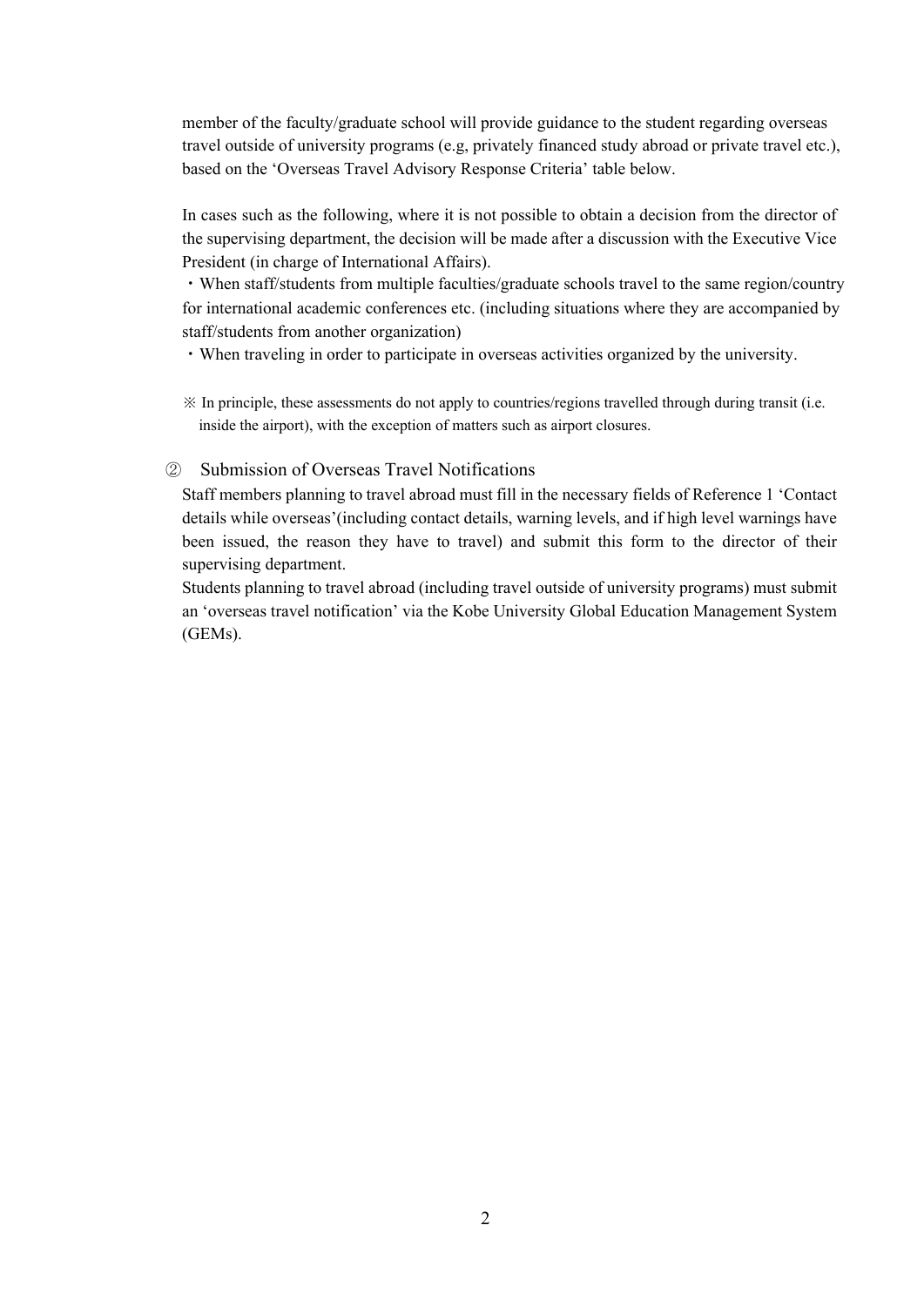member of the faculty/graduate school will provide guidance to the student regarding overseas travel outside of university programs (e.g, privately financed study abroad or private travel etc.), based on the 'Overseas Travel Advisory Response Criteria' table below.

In cases such as the following, where it is not possible to obtain a decision from the director of the supervising department, the decision will be made after a discussion with the Executive Vice President (in charge of International Affairs).

・When staff/students from multiple faculties/graduate schools travel to the same region/country for international academic conferences etc. (including situations where they are accompanied by staff/students from another organization)

・When traveling in order to participate in overseas activities organized by the university.

※ In principle, these assessments do not apply to countries/regions travelled through during transit (i.e. inside the airport), with the exception of matters such as airport closures.

② Submission of Overseas Travel Notifications

Staff members planning to travel abroad must fill in the necessary fields of Reference 1 'Contact details while overseas'(including contact details, warning levels, and if high level warnings have been issued, the reason they have to travel) and submit this form to the director of their supervising department.

Students planning to travel abroad (including travel outside of university programs) must submit an 'overseas travel notification' via the Kobe University Global Education Management System (GEMs).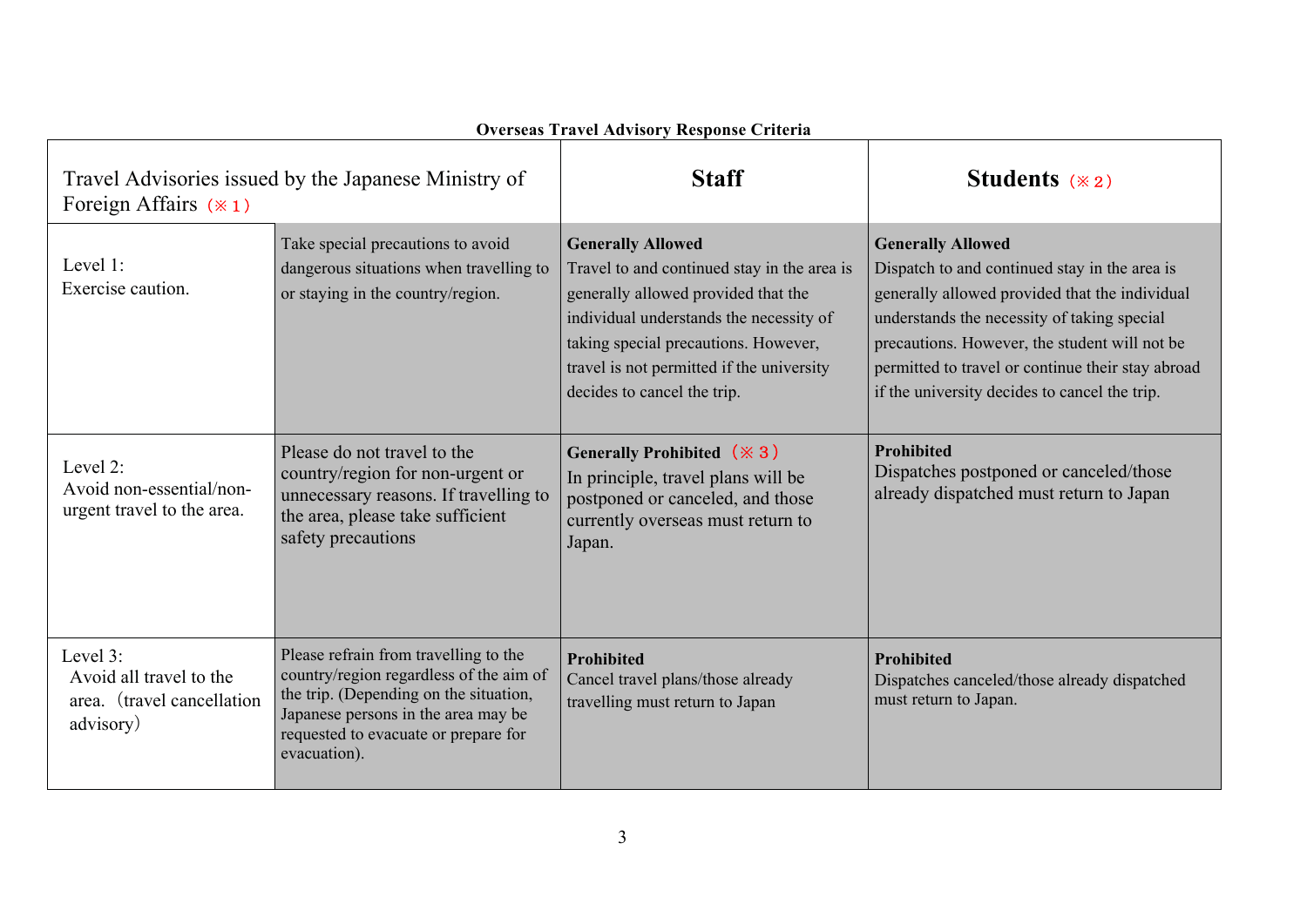**Overseas Travel Advisory Response Criteria**

| Travel Advisories issued by the Japanese Ministry of Foreign Affairs （※１） | | Staff | Students （※２） |
|---|---|---|---|
| Level 1: Exercise caution. | Take special precautions to avoid dangerous situations when travelling to or staying in the country/region. | **Generally Allowed** Travel to and continued stay in the area is generally allowed provided that the individual understands the necessity of taking special precautions. However, travel is not permitted if the university decides to cancel the trip. | **Generally Allowed** Dispatch to and continued stay in the area is generally allowed provided that the individual understands the necessity of taking special precautions. However, the student will not be permitted to travel or continue their stay abroad if the university decides to cancel the trip. |
| Level 2: Avoid non-essential/non-urgent travel to the area. | Please do not travel to the country/region for non-urgent or unnecessary reasons. If travelling to the area, please take sufficient safety precautions | **Generally Prohibited** （※３） In principle, travel plans will be postponed or canceled, and those currently overseas must return to Japan. | **Prohibited** Dispatches postponed or canceled/those already dispatched must return to Japan |
| Level 3: Avoid all travel to the area.（travel cancellation advisory） | Please refrain from travelling to the country/region regardless of the aim of the trip. (Depending on the situation, Japanese persons in the area may be requested to evacuate or prepare for evacuation). | **Prohibited** Cancel travel plans/those already travelling must return to Japan | **Prohibited** Dispatches canceled/those already dispatched must return to Japan. |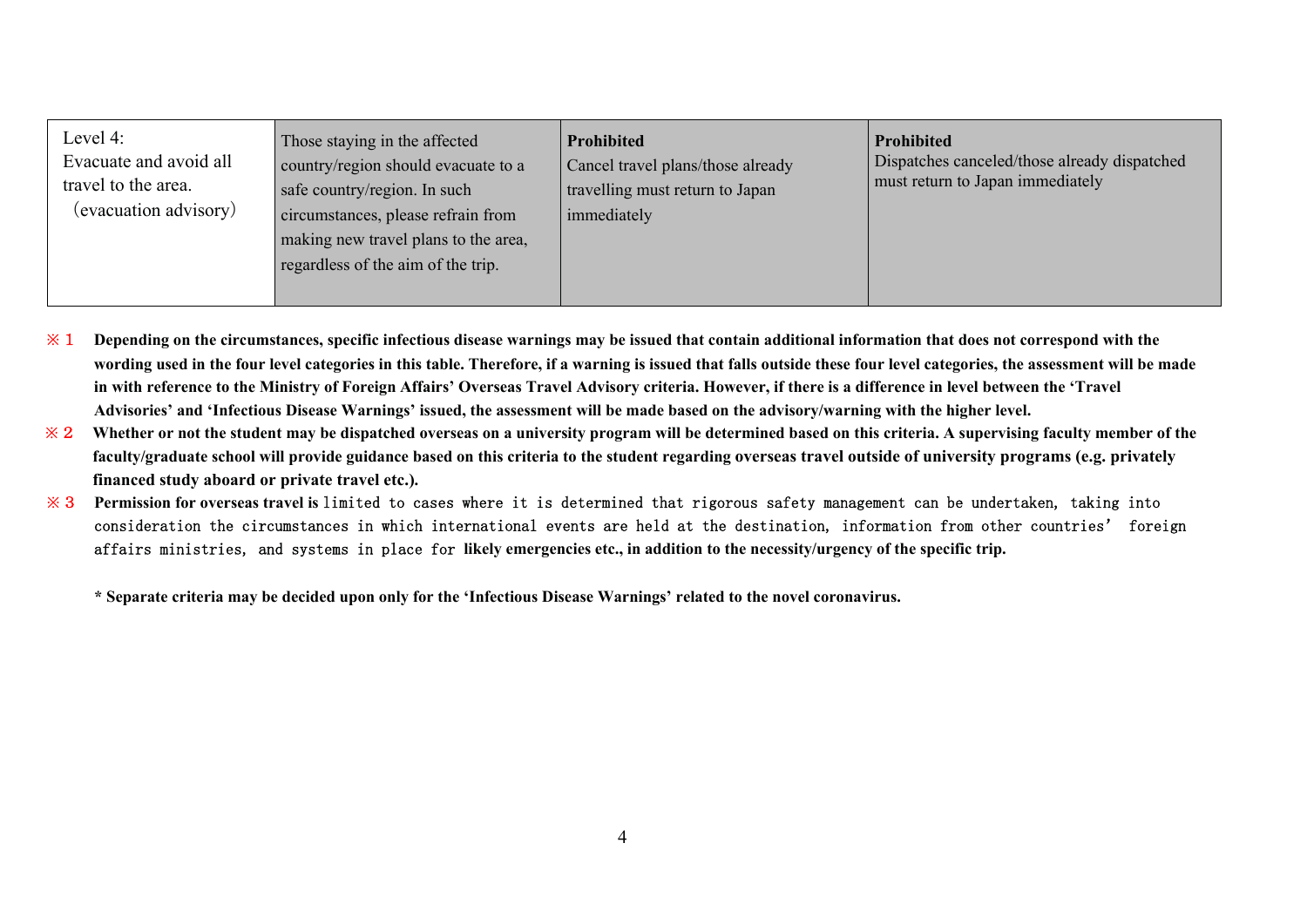| Level 4: Evacuate and avoid all travel to the area. （evacuation advisory） | Those staying in the affected country/region should evacuate to a safe country/region. In such circumstances, please refrain from making new travel plans to the area, regardless of the aim of the trip. | **Prohibited** Cancel travel plans/those already travelling must return to Japan immediately | **Prohibited** Dispatches canceled/those already dispatched must return to Japan immediately |
|---|---|---|---|

※１ **Depending on the circumstances, specific infectious disease warnings may be issued that contain additional information that does not correspond with the wording used in the four level categories in this table. Therefore, if a warning is issued that falls outside these four level categories, the assessment will be made in with reference to the Ministry of Foreign Affairs' Overseas Travel Advisory criteria. However, if there is a difference in level between the 'Travel Advisories' and 'Infectious Disease Warnings' issued, the assessment will be made based on the advisory/warning with the higher level.**

※２ **Whether or not the student may be dispatched overseas on a university program will be determined based on this criteria. A supervising faculty member of the faculty/graduate school will provide guidance based on this criteria to the student regarding overseas travel outside of university programs (e.g. privately financed study aboard or private travel etc.).**

※３ **Permission for overseas travel is** limited to cases where it is determined that rigorous safety management can be undertaken, taking into consideration the circumstances in which international events are held at the destination, information from other countries' foreign affairs ministries, and systems in place for **likely emergencies etc., in addition to the necessity/urgency of the specific trip.**

**\* Separate criteria may be decided upon only for the 'Infectious Disease Warnings' related to the novel coronavirus.**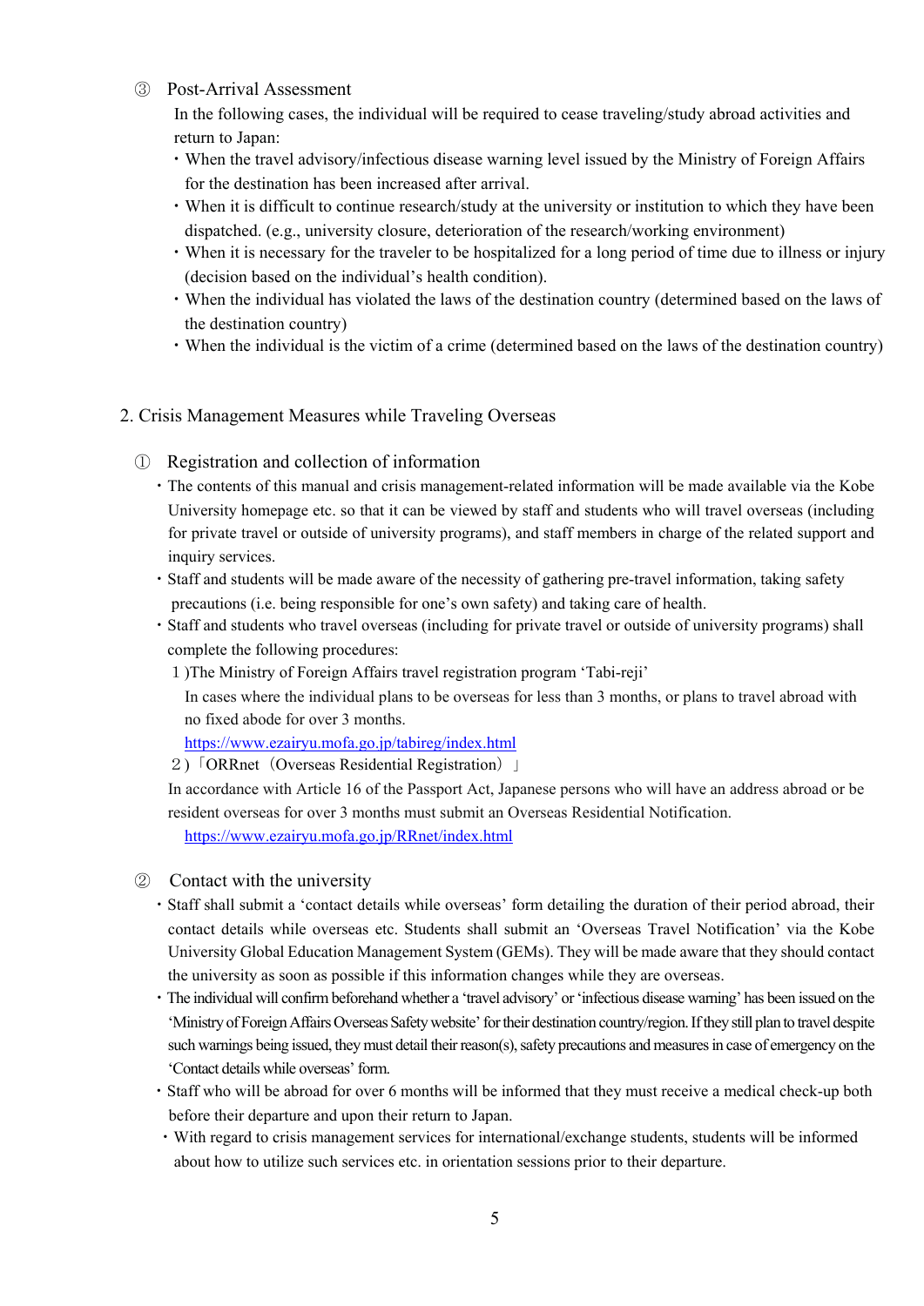③ Post-Arrival Assessment

In the following cases, the individual will be required to cease traveling/study abroad activities and return to Japan:

- When the travel advisory/infectious disease warning level issued by the Ministry of Foreign Affairs for the destination has been increased after arrival.
- When it is difficult to continue research/study at the university or institution to which they have been dispatched. (e.g., university closure, deterioration of the research/working environment)
- When it is necessary for the traveler to be hospitalized for a long period of time due to illness or injury (decision based on the individual's health condition).
- When the individual has violated the laws of the destination country (determined based on the laws of the destination country)
- When the individual is the victim of a crime (determined based on the laws of the destination country)

## 2. Crisis Management Measures while Traveling Overseas

① Registration and collection of information

- The contents of this manual and crisis management-related information will be made available via the Kobe University homepage etc. so that it can be viewed by staff and students who will travel overseas (including for private travel or outside of university programs), and staff members in charge of the related support and inquiry services.
- Staff and students will be made aware of the necessity of gathering pre-travel information, taking safety precautions (i.e. being responsible for one's own safety) and taking care of health.
- Staff and students who travel overseas (including for private travel or outside of university programs) shall complete the following procedures:

  1 )The Ministry of Foreign Affairs travel registration program 'Tabi-reji'

  In cases where the individual plans to be overseas for less than 3 months, or plans to travel abroad with no fixed abode for over 3 months.

  https://www.ezairyu.mofa.go.jp/tabireg/index.html

  2 )「ORRnet（Overseas Residential Registration）」

  In accordance with Article 16 of the Passport Act, Japanese persons who will have an address abroad or be resident overseas for over 3 months must submit an Overseas Residential Notification.

  https://www.ezairyu.mofa.go.jp/RRnet/index.html

② Contact with the university

- Staff shall submit a 'contact details while overseas' form detailing the duration of their period abroad, their contact details while overseas etc. Students shall submit an 'Overseas Travel Notification' via the Kobe University Global Education Management System (GEMs). They will be made aware that they should contact the university as soon as possible if this information changes while they are overseas.
- The individual will confirm beforehand whether a 'travel advisory' or 'infectious disease warning' has been issued on the 'Ministry of Foreign Affairs Overseas Safety website' for their destination country/region. If they still plan to travel despite such warnings being issued, they must detail their reason(s), safety precautions and measures in case of emergency on the 'Contact details while overseas' form.
- Staff who will be abroad for over 6 months will be informed that they must receive a medical check-up both before their departure and upon their return to Japan.
- With regard to crisis management services for international/exchange students, students will be informed about how to utilize such services etc. in orientation sessions prior to their departure.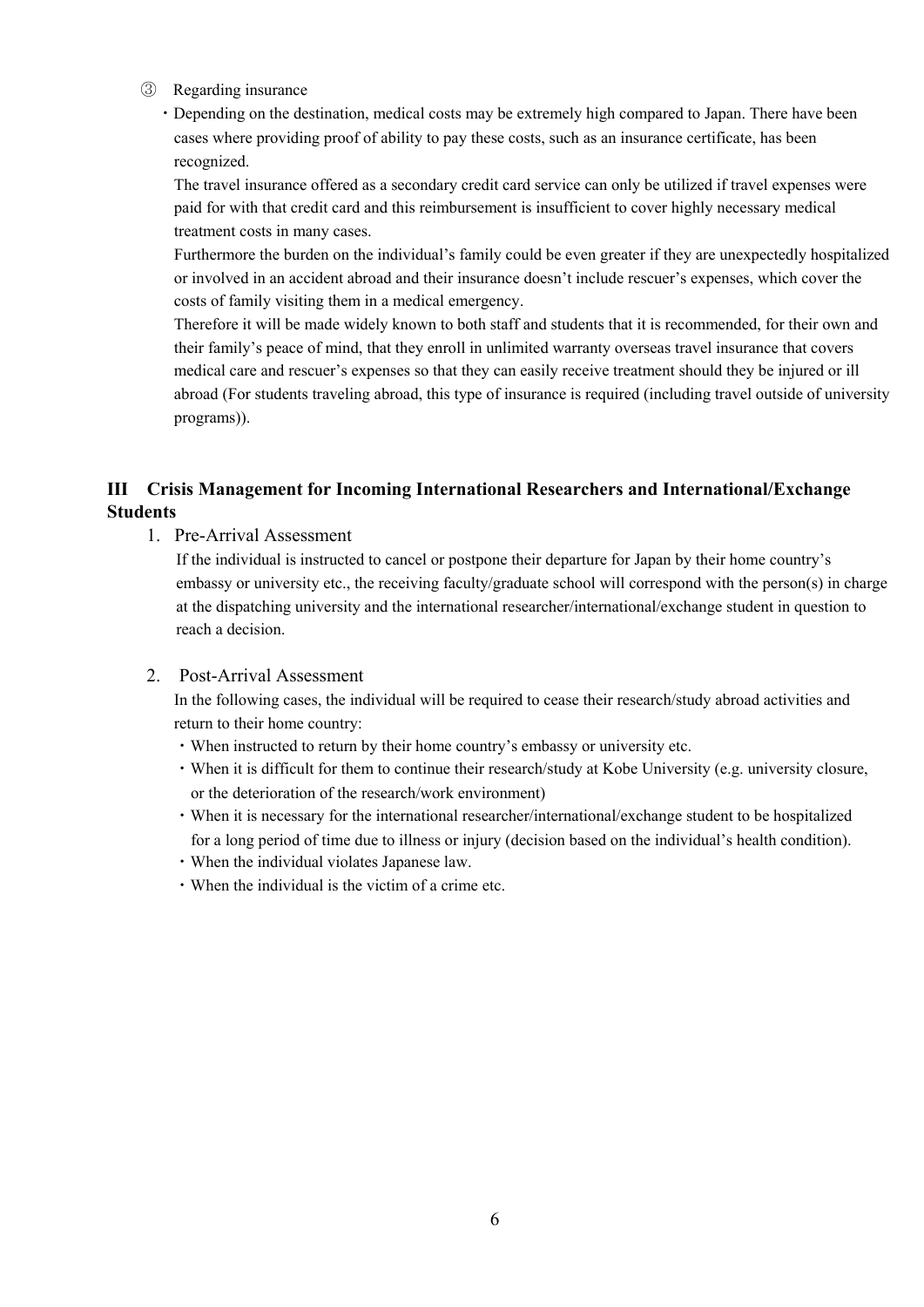③ Regarding insurance

・Depending on the destination, medical costs may be extremely high compared to Japan. There have been cases where providing proof of ability to pay these costs, such as an insurance certificate, has been recognized.

The travel insurance offered as a secondary credit card service can only be utilized if travel expenses were paid for with that credit card and this reimbursement is insufficient to cover highly necessary medical treatment costs in many cases.

Furthermore the burden on the individual's family could be even greater if they are unexpectedly hospitalized or involved in an accident abroad and their insurance doesn't include rescuer's expenses, which cover the costs of family visiting them in a medical emergency.

Therefore it will be made widely known to both staff and students that it is recommended, for their own and their family's peace of mind, that they enroll in unlimited warranty overseas travel insurance that covers medical care and rescuer's expenses so that they can easily receive treatment should they be injured or ill abroad (For students traveling abroad, this type of insurance is required (including travel outside of university programs)).

## III Crisis Management for Incoming International Researchers and International/Exchange Students

1. Pre-Arrival Assessment

If the individual is instructed to cancel or postpone their departure for Japan by their home country's embassy or university etc., the receiving faculty/graduate school will correspond with the person(s) in charge at the dispatching university and the international researcher/international/exchange student in question to reach a decision.

2. Post-Arrival Assessment

In the following cases, the individual will be required to cease their research/study abroad activities and return to their home country:

- When instructed to return by their home country's embassy or university etc.
- When it is difficult for them to continue their research/study at Kobe University (e.g. university closure, or the deterioration of the research/work environment)
- When it is necessary for the international researcher/international/exchange student to be hospitalized for a long period of time due to illness or injury (decision based on the individual's health condition).
- When the individual violates Japanese law.
- When the individual is the victim of a crime etc.